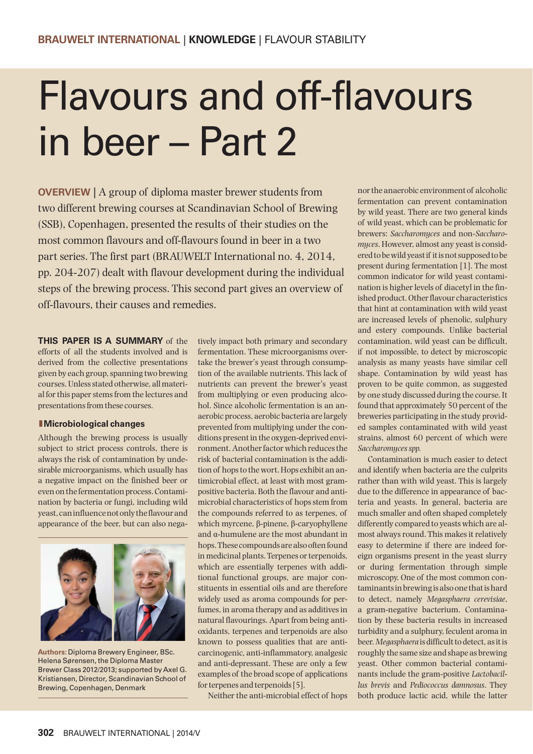# Flavours and off-flavours in beer – Part 2

**OVERVIEW** | A group of diploma master brewer students from two different brewing courses at Scandinavian School of Brewing (SSB), Copenhagen, presented the results of their studies on the most common flavours and off-flavours found in beer in a two part series. The first part (BRAUWELT International no. 4, 2014, pp. 204-207) dealt with flavour development during the individual steps of the brewing process. This second part gives an overview of off-flavours, their causes and remedies.

**THIS PAPER IS A SUMMARY** of the efforts of all the students involved and is derived from the collective presentations given by each group, spanning two brewing courses. Unless stated otherwise, all material for this paper stems from the lectures and presentations from these courses.

**Authors:** Diploma Brewery Engineer, BSc. Helena Sørensen, the Diploma Master Brewer Class 2012/2013; supported by Axel G. Kristiansen, Director, Scandinavian School of Brewing, Copenhagen, Denmark

## Microbiological changes

Although the brewing process is usually subject to strict process controls, there is always the risk of contamination by undesirable microorganisms, which usually has a negative impact on the finished beer or even on the fermentation process. Contamination by bacteria or fungi, including wild yeast, can influence not only the flavour and appearance of the beer, but can also negatively impact both primary and secondary fermentation. These microorganisms overtake the brewer's yeast through consumption of the available nutrients. This lack of nutrients can prevent the brewer's yeast from multiplying or even producing alcohol. Since alcoholic fermentation is an anaerobic process, aerobic bacteria are largely prevented from multiplying under the conditions present in the oxygen-deprived environment. Another factor which reduces the risk of bacterial contamination is the addition of hops to the wort. Hops exhibit an antimicrobial effect, at least with most gram-positive bacteria. Both the flavour and antimicrobial characteristics of hops stem from the compounds referred to as terpenes, of which myrcene, β-pinene, β-caryophyllene and α-humulene are the most abundant in hops. These compounds are also often found in medicinal plants. Terpenes or terpenoids, which are essentially terpenes with additional functional groups, are major constituents in essential oils and are therefore widely used as aroma compounds for perfumes, in aroma therapy and as additives in natural flavourings. Apart from being antioxidants, terpenes and terpenoids are also known to possess qualities that are anticarcinogenic, anti-inflammatory, analgesic and anti-depressant. These are only a few examples of the broad scope of applications for terpenes and terpenoids [5].

Neither the anti-microbial effect of hops nor the anaerobic environment of alcoholic fermentation can prevent contamination by wild yeast. There are two general kinds of wild yeast, which can be problematic for brewers: *Saccharomyces* and non-*Saccharomyces*. However, almost any yeast is considered to be wild yeast if it is not supposed to be present during fermentation [1]. The most common indicator for wild yeast contamination is higher levels of diacetyl in the finished product. Other flavour characteristics that hint at contamination with wild yeast are increased levels of phenolic, sulphury and estery compounds. Unlike bacterial contamination, wild yeast can be difficult, if not impossible, to detect by microscopic analysis as many yeasts have similar cell shape. Contamination by wild yeast has proven to be quite common, as suggested by one study discussed during the course. It found that approximately 50 percent of the breweries participating in the study provided samples contaminated with wild yeast strains, almost 60 percent of which were *Saccharomyces spp.*

Contamination is much easier to detect and identify when bacteria are the culprits rather than with wild yeast. This is largely due to the difference in appearance of bacteria and yeasts. In general, bacteria are much smaller and often shaped completely differently compared to yeasts which are almost always round. This makes it relatively easy to determine if there are indeed foreign organisms present in the yeast slurry or during fermentation through simple microscopy. One of the most common contaminants in brewing is also one that is hard to detect, namely *Megasphaera cerevisiae*, a gram-negative bacterium. Contamination by these bacteria results in increased turbidity and a sulphury, feculent aroma in beer. *Megasphaera* is difficult to detect, as it is roughly the same size and shape as brewing yeast. Other common bacterial contaminants include the gram-positive *Lactobacillus brevis* and *Pediococcus damnosus*. They both produce lactic acid, while the latter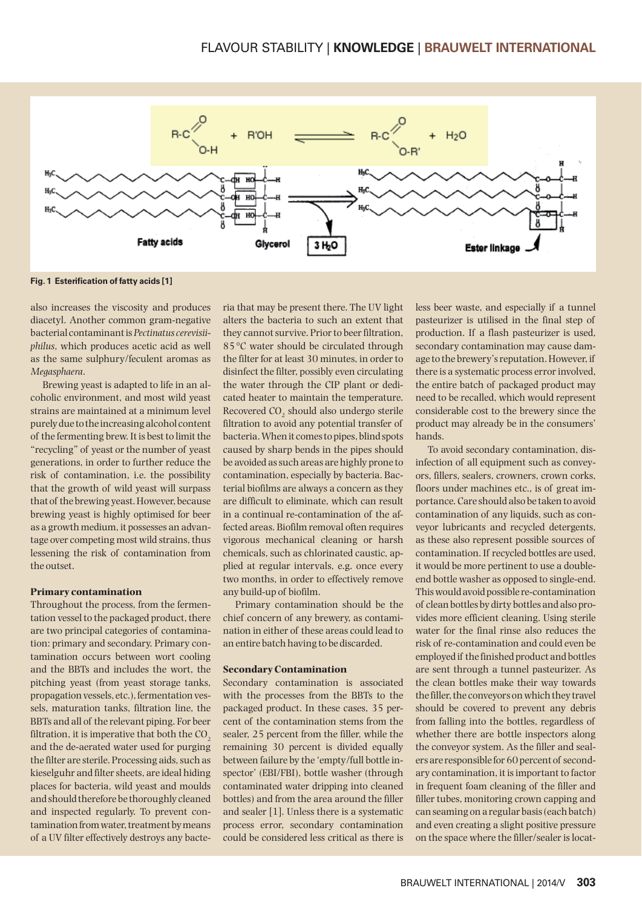Fig. 1 Esterification of fatty acids [1]

also increases the viscosity and produces diacetyl. Another common gram-negative bacterial contaminant is *Pectinatus cerevisiiphilus*, which produces acetic acid as well as the same sulphury/feculent aromas as *Megasphaera*.

Brewing yeast is adapted to life in an alcoholic environment, and most wild yeast strains are maintained at a minimum level purely due to the increasing alcohol content of the fermenting brew. It is best to limit the "recycling" of yeast or the number of yeast generations, in order to further reduce the risk of contamination, i.e. the possibility that the growth of wild yeast will surpass that of the brewing yeast. However, because brewing yeast is highly optimised for beer as a growth medium, it possesses an advantage over competing most wild strains, thus lessening the risk of contamination from the outset.

**Primary contamination**

Throughout the process, from the fermentation vessel to the packaged product, there are two principal categories of contamination: primary and secondary. Primary contamination occurs between wort cooling and the BBTs and includes the wort, the pitching yeast (from yeast storage tanks, propagation vessels, etc.), fermentation vessels, maturation tanks, filtration line, the BBTs and all of the relevant piping. For beer filtration, it is imperative that both the $CO_2$ and the de-aerated water used for purging the filter are sterile. Processing aids, such as kieselguhr and filter sheets, are ideal hiding places for bacteria, wild yeast and moulds and should therefore be thoroughly cleaned and inspected regularly. To prevent contamination from water, treatment by means of a UV filter effectively destroys any bacteria that may be present there. The UV light alters the bacteria to such an extent that they cannot survive. Prior to beer filtration, 85 °C water should be circulated through the filter for at least 30 minutes, in order to disinfect the filter, possibly even circulating the water through the CIP plant or dedicated heater to maintain the temperature. Recovered $CO_2$ should also undergo sterile filtration to avoid any potential transfer of bacteria. When it comes to pipes, blind spots caused by sharp bends in the pipes should be avoided as such areas are highly prone to contamination, especially by bacteria. Bacterial biofilms are always a concern as they are difficult to eliminate, which can result in a continual re-contamination of the affected areas. Biofilm removal often requires vigorous mechanical cleaning or harsh chemicals, such as chlorinated caustic, applied at regular intervals, e.g. once every two months, in order to effectively remove any build-up of biofilm.

Primary contamination should be the chief concern of any brewery, as contamination in either of these areas could lead to an entire batch having to be discarded.

**Secondary Contamination**

Secondary contamination is associated with the processes from the BBTs to the packaged product. In these cases, 35 percent of the contamination stems from the sealer, 25 percent from the filler, while the remaining 30 percent is divided equally between failure by the 'empty/full bottle inspector' (EBI/FBI), bottle washer (through contaminated water dripping into cleaned bottles) and from the area around the filler and sealer [1]. Unless there is a systematic process error, secondary contamination could be considered less critical as there is less beer waste, and especially if a tunnel pasteurizer is utilised in the final step of production. If a flash pasteurizer is used, secondary contamination may cause damage to the brewery's reputation. However, if there is a systematic process error involved, the entire batch of packaged product may need to be recalled, which would represent considerable cost to the brewery since the product may already be in the consumers' hands.

To avoid secondary contamination, disinfection of all equipment such as conveyors, fillers, sealers, crowners, crown corks, floors under machines etc., is of great importance. Care should also be taken to avoid contamination of any liquids, such as conveyor lubricants and recycled detergents, as these also represent possible sources of contamination. If recycled bottles are used, it would be more pertinent to use a double-end bottle washer as opposed to single-end. This would avoid possible re-contamination of clean bottles by dirty bottles and also provides more efficient cleaning. Using sterile water for the final rinse also reduces the risk of re-contamination and could even be employed if the finished product and bottles are sent through a tunnel pasteurizer. As the clean bottles make their way towards the filler, the conveyors on which they travel should be covered to prevent any debris from falling into the bottles, regardless of whether there are bottle inspectors along the conveyor system. As the filler and sealers are responsible for 60 percent of secondary contamination, it is important to factor in frequent foam cleaning of the filler and filler tubes, monitoring crown capping and can seaming on a regular basis (each batch) and even creating a slight positive pressure on the space where the filler/sealer is locat-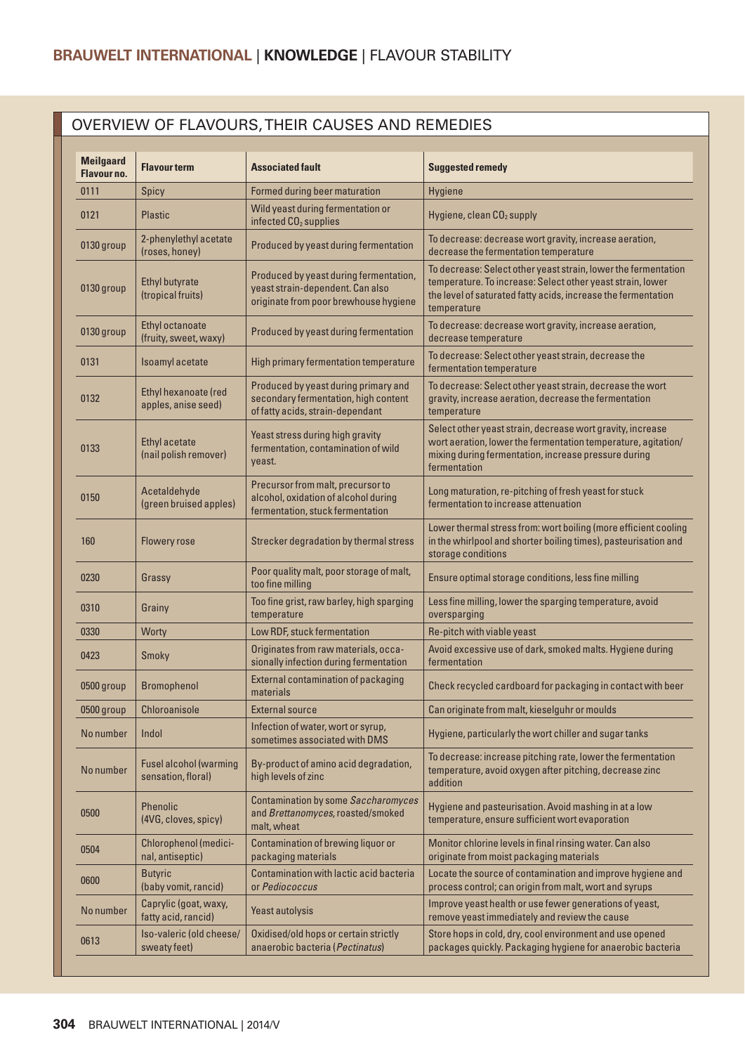## OVERVIEW OF FLAVOURS, THEIR CAUSES AND REMEDIES

| Meilgaard Flavour no. | Flavour term | Associated fault | Suggested remedy |
|---|---|---|---|
| 0111 | Spicy | Formed during beer maturation | Hygiene |
| 0121 | Plastic | Wild yeast during fermentation or infected $CO_2$ supplies | Hygiene, clean $CO_2$ supply |
| 0130 group | 2-phenylethyl acetate (roses, honey) | Produced by yeast during fermentation | To decrease: decrease wort gravity, increase aeration, decrease the fermentation temperature |
| 0130 group | Ethyl butyrate (tropical fruits) | Produced by yeast during fermentation, yeast strain-dependent. Can also originate from poor brewhouse hygiene | To decrease: Select other yeast strain, lower the fermentation temperature. To increase: Select other yeast strain, lower the level of saturated fatty acids, increase the fermentation temperature |
| 0130 group | Ethyl octanoate (fruity, sweet, waxy) | Produced by yeast during fermentation | To decrease: decrease wort gravity, increase aeration, decrease temperature |
| 0131 | Isoamyl acetate | High primary fermentation temperature | To decrease: Select other yeast strain, decrease the fermentation temperature |
| 0132 | Ethyl hexanoate (red apples, anise seed) | Produced by yeast during primary and secondary fermentation, high content of fatty acids, strain-dependant | To decrease: Select other yeast strain, decrease the wort gravity, increase aeration, decrease the fermentation temperature |
| 0133 | Ethyl acetate (nail polish remover) | Yeast stress during high gravity fermentation, contamination of wild yeast. | Select other yeast strain, decrease wort gravity, increase wort aeration, lower the fermentation temperature, agitation/mixing during fermentation, increase pressure during fermentation |
| 0150 | Acetaldehyde (green bruised apples) | Precursor from malt, precursor to alcohol, oxidation of alcohol during fermentation, stuck fermentation | Long maturation, re-pitching of fresh yeast for stuck fermentation to increase attenuation |
| 160 | Flowery rose | Strecker degradation by thermal stress | Lower thermal stress from: wort boiling (more efficient cooling in the whirlpool and shorter boiling times), pasteurisation and storage conditions |
| 0230 | Grassy | Poor quality malt, poor storage of malt, too fine milling | Ensure optimal storage conditions, less fine milling |
| 0310 | Grainy | Too fine grist, raw barley, high sparging temperature | Less fine milling, lower the sparging temperature, avoid oversparging |
| 0330 | Worty | Low RDF, stuck fermentation | Re-pitch with viable yeast |
| 0423 | Smoky | Originates from raw materials, occasionally infection during fermentation | Avoid excessive use of dark, smoked malts. Hygiene during fermentation |
| 0500 group | Bromophenol | External contamination of packaging materials | Check recycled cardboard for packaging in contact with beer |
| 0500 group | Chloroanisole | External source | Can originate from malt, kieselguhr or moulds |
| No number | Indol | Infection of water, wort or syrup, sometimes associated with DMS | Hygiene, particularly the wort chiller and sugar tanks |
| No number | Fusel alcohol (warming sensation, floral) | By-product of amino acid degradation, high levels of zinc | To decrease: increase pitching rate, lower the fermentation temperature, avoid oxygen after pitching, decrease zinc addition |
| 0500 | Phenolic (4VG, cloves, spicy) | Contamination by some *Saccharomyces* and *Brettanomyces*, roasted/smoked malt, wheat | Hygiene and pasteurisation. Avoid mashing in at a low temperature, ensure sufficient wort evaporation |
| 0504 | Chlorophenol (medicinal, antiseptic) | Contamination of brewing liquor or packaging materials | Monitor chlorine levels in final rinsing water. Can also originate from moist packaging materials |
| 0600 | Butyric (baby vomit, rancid) | Contamination with lactic acid bacteria or *Pediococcus* | Locate the source of contamination and improve hygiene and process control; can origin from malt, wort and syrups |
| No number | Caprylic (goat, waxy, fatty acid, rancid) | Yeast autolysis | Improve yeast health or use fewer generations of yeast, remove yeast immediately and review the cause |
| 0613 | Iso-valeric (old cheese/sweaty feet) | Oxidised/old hops or certain strictly anaerobic bacteria (*Pectinatus*) | Store hops in cold, dry, cool environment and use opened packages quickly. Packaging hygiene for anaerobic bacteria |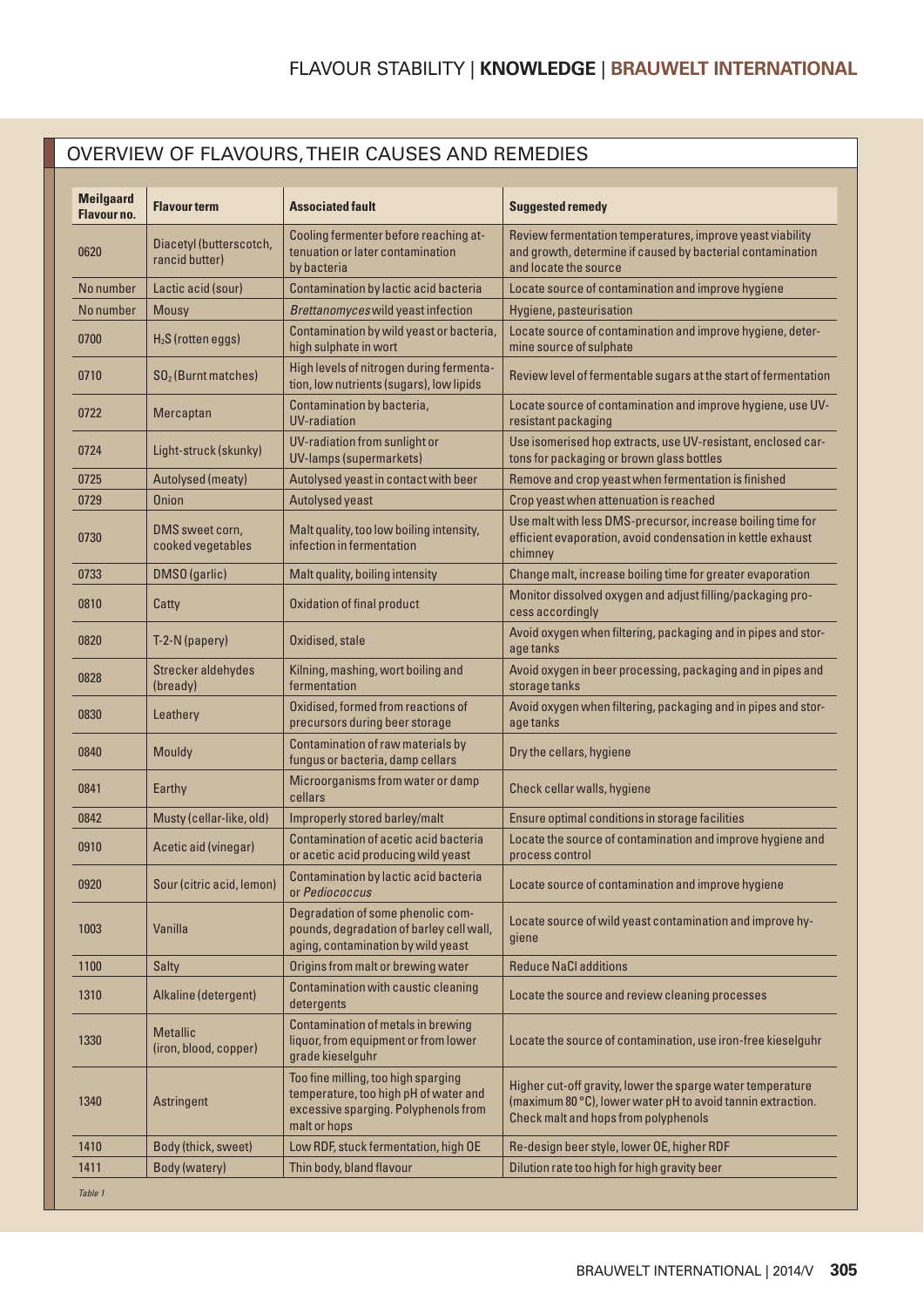## OVERVIEW OF FLAVOURS, THEIR CAUSES AND REMEDIES

| Meilgaard Flavour no. | Flavour term | Associated fault | Suggested remedy |
|---|---|---|---|
| 0620 | Diacetyl (butterscotch, rancid butter) | Cooling fermenter before reaching attenuation or later contamination by bacteria | Review fermentation temperatures, improve yeast viability and growth, determine if caused by bacterial contamination and locate the source |
| No number | Lactic acid (sour) | Contamination by lactic acid bacteria | Locate source of contamination and improve hygiene |
| No number | Mousy | *Brettanomyces* wild yeast infection | Hygiene, pasteurisation |
| 0700 | $H_2S$ (rotten eggs) | Contamination by wild yeast or bacteria, high sulphate in wort | Locate source of contamination and improve hygiene, determine source of sulphate |
| 0710 | $SO_2$ (Burnt matches) | High levels of nitrogen during fermentation, low nutrients (sugars), low lipids | Review level of fermentable sugars at the start of fermentation |
| 0722 | Mercaptan | Contamination by bacteria, UV-radiation | Locate source of contamination and improve hygiene, use UV-resistant packaging |
| 0724 | Light-struck (skunky) | UV-radiation from sunlight or UV-lamps (supermarkets) | Use isomerised hop extracts, use UV-resistant, enclosed cartons for packaging or brown glass bottles |
| 0725 | Autolysed (meaty) | Autolysed yeast in contact with beer | Remove and crop yeast when fermentation is finished |
| 0729 | Onion | Autolysed yeast | Crop yeast when attenuation is reached |
| 0730 | DMS sweet corn, cooked vegetables | Malt quality, too low boiling intensity, infection in fermentation | Use malt with less DMS-precursor, increase boiling time for efficient evaporation, avoid condensation in kettle exhaust chimney |
| 0733 | DMSO (garlic) | Malt quality, boiling intensity | Change malt, increase boiling time for greater evaporation |
| 0810 | Catty | Oxidation of final product | Monitor dissolved oxygen and adjust filling/packaging process accordingly |
| 0820 | T-2-N (papery) | Oxidised, stale | Avoid oxygen when filtering, packaging and in pipes and storage tanks |
| 0828 | Strecker aldehydes (bready) | Kilning, mashing, wort boiling and fermentation | Avoid oxygen in beer processing, packaging and in pipes and storage tanks |
| 0830 | Leathery | Oxidised, formed from reactions of precursors during beer storage | Avoid oxygen when filtering, packaging and in pipes and storage tanks |
| 0840 | Mouldy | Contamination of raw materials by fungus or bacteria, damp cellars | Dry the cellars, hygiene |
| 0841 | Earthy | Microorganisms from water or damp cellars | Check cellar walls, hygiene |
| 0842 | Musty (cellar-like, old) | Improperly stored barley/malt | Ensure optimal conditions in storage facilities |
| 0910 | Acetic aid (vinegar) | Contamination of acetic acid bacteria or acetic acid producing wild yeast | Locate the source of contamination and improve hygiene and process control |
| 0920 | Sour (citric acid, lemon) | Contamination by lactic acid bacteria or *Pediococcus* | Locate source of contamination and improve hygiene |
| 1003 | Vanilla | Degradation of some phenolic compounds, degradation of barley cell wall, aging, contamination by wild yeast | Locate source of wild yeast contamination and improve hygiene |
| 1100 | Salty | Origins from malt or brewing water | Reduce NaCl additions |
| 1310 | Alkaline (detergent) | Contamination with caustic cleaning detergents | Locate the source and review cleaning processes |
| 1330 | Metallic (iron, blood, copper) | Contamination of metals in brewing liquor, from equipment or from lower grade kieselguhr | Locate the source of contamination, use iron-free kieselguhr |
| 1340 | Astringent | Too fine milling, too high sparging temperature, too high pH of water and excessive sparging. Polyphenols from malt or hops | Higher cut-off gravity, lower the sparge water temperature (maximum 80 °C), lower water pH to avoid tannin extraction. Check malt and hops from polyphenols |
| 1410 | Body (thick, sweet) | Low RDF, stuck fermentation, high OE | Re-design beer style, lower OE, higher RDF |
| 1411 | Body (watery) | Thin body, bland flavour | Dilution rate too high for high gravity beer |

*Table 1*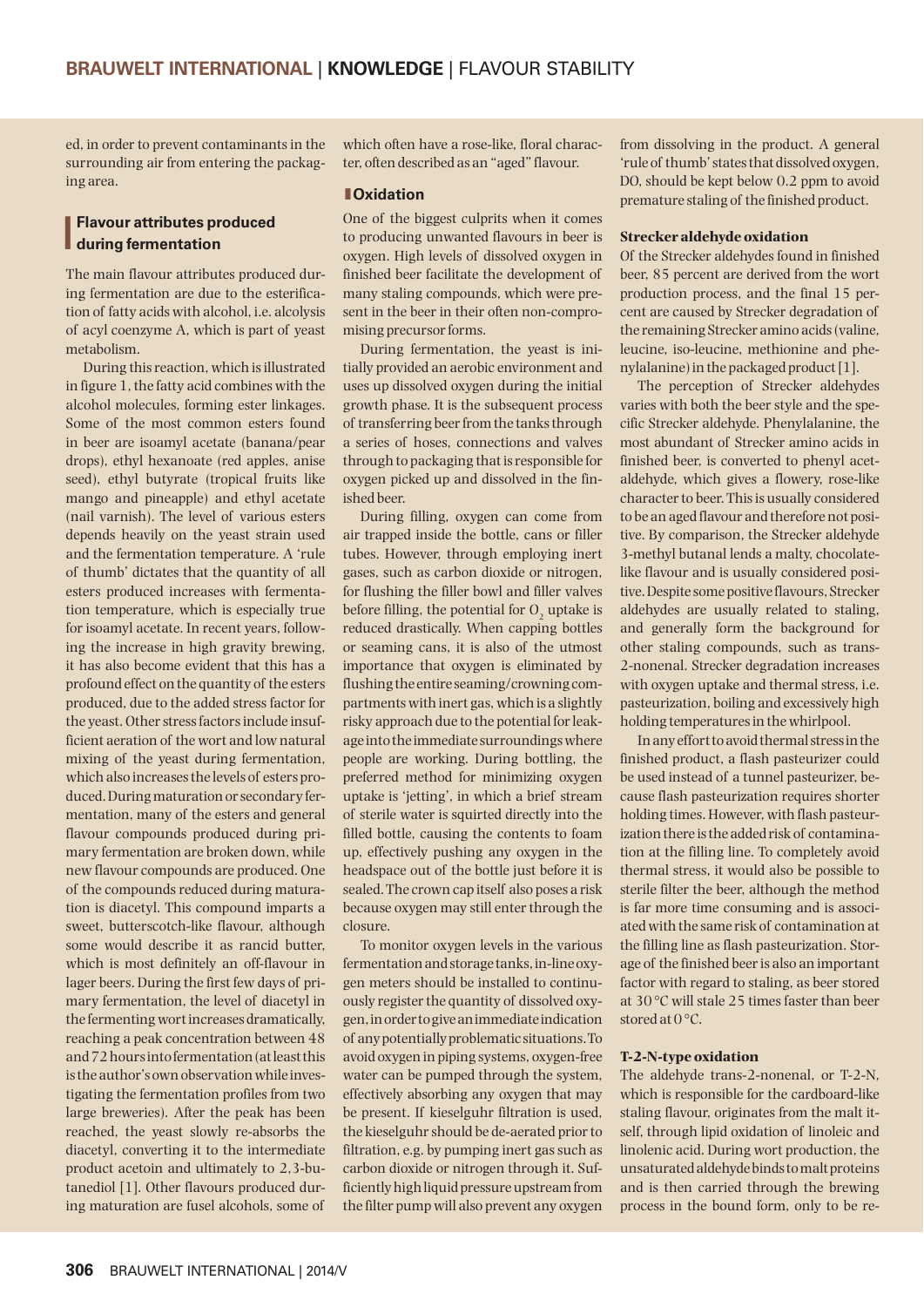ed, in order to prevent contaminants in the surrounding air from entering the packaging area.

## Flavour attributes produced during fermentation

The main flavour attributes produced during fermentation are due to the esterification of fatty acids with alcohol, i.e. alcolysis of acyl coenzyme A, which is part of yeast metabolism.

During this reaction, which is illustrated in figure 1, the fatty acid combines with the alcohol molecules, forming ester linkages. Some of the most common esters found in beer are isoamyl acetate (banana/pear drops), ethyl hexanoate (red apples, anise seed), ethyl butyrate (tropical fruits like mango and pineapple) and ethyl acetate (nail varnish). The level of various esters depends heavily on the yeast strain used and the fermentation temperature. A 'rule of thumb' dictates that the quantity of all esters produced increases with fermentation temperature, which is especially true for isoamyl acetate. In recent years, following the increase in high gravity brewing, it has also become evident that this has a profound effect on the quantity of the esters produced, due to the added stress factor for the yeast. Other stress factors include insufficient aeration of the wort and low natural mixing of the yeast during fermentation, which also increases the levels of esters produced. During maturation or secondary fermentation, many of the esters and general flavour compounds produced during primary fermentation are broken down, while new flavour compounds are produced. One of the compounds reduced during maturation is diacetyl. This compound imparts a sweet, butterscotch-like flavour, although some would describe it as rancid butter, which is most definitely an off-flavour in lager beers. During the first few days of primary fermentation, the level of diacetyl in the fermenting wort increases dramatically, reaching a peak concentration between 48 and 72 hours into fermentation (at least this is the author's own observation while investigating the fermentation profiles from two large breweries). After the peak has been reached, the yeast slowly re-absorbs the diacetyl, converting it to the intermediate product acetoin and ultimately to 2,3-butanediol [1]. Other flavours produced during maturation are fusel alcohols, some of which often have a rose-like, floral character, often described as an "aged" flavour.

## Oxidation

One of the biggest culprits when it comes to producing unwanted flavours in beer is oxygen. High levels of dissolved oxygen in finished beer facilitate the development of many staling compounds, which were present in the beer in their often non-compromising precursor forms.

During fermentation, the yeast is initially provided an aerobic environment and uses up dissolved oxygen during the initial growth phase. It is the subsequent process of transferring beer from the tanks through a series of hoses, connections and valves through to packaging that is responsible for oxygen picked up and dissolved in the finished beer.

During filling, oxygen can come from air trapped inside the bottle, cans or filler tubes. However, through employing inert gases, such as carbon dioxide or nitrogen, for flushing the filler bowl and filler valves before filling, the potential for $O_2$ uptake is reduced drastically. When capping bottles or seaming cans, it is also of the utmost importance that oxygen is eliminated by flushing the entire seaming/crowning compartments with inert gas, which is a slightly risky approach due to the potential for leakage into the immediate surroundings where people are working. During bottling, the preferred method for minimizing oxygen uptake is 'jetting', in which a brief stream of sterile water is squirted directly into the filled bottle, causing the contents to foam up, effectively pushing any oxygen in the headspace out of the bottle just before it is sealed. The crown cap itself also poses a risk because oxygen may still enter through the closure.

To monitor oxygen levels in the various fermentation and storage tanks, in-line oxygen meters should be installed to continuously register the quantity of dissolved oxygen, in order to give an immediate indication of any potentially problematic situations. To avoid oxygen in piping systems, oxygen-free water can be pumped through the system, effectively absorbing any oxygen that may be present. If kieselguhr filtration is used, the kieselguhr should be de-aerated prior to filtration, e.g. by pumping inert gas such as carbon dioxide or nitrogen through it. Sufficiently high liquid pressure upstream from the filter pump will also prevent any oxygen from dissolving in the product. A general 'rule of thumb' states that dissolved oxygen, DO, should be kept below 0.2 ppm to avoid premature staling of the finished product.

### Strecker aldehyde oxidation

Of the Strecker aldehydes found in finished beer, 85 percent are derived from the wort production process, and the final 15 percent are caused by Strecker degradation of the remaining Strecker amino acids (valine, leucine, iso-leucine, methionine and phenylalanine) in the packaged product [1].

The perception of Strecker aldehydes varies with both the beer style and the specific Strecker aldehyde. Phenylalanine, the most abundant of Strecker amino acids in finished beer, is converted to phenyl acetaldehyde, which gives a flowery, rose-like character to beer. This is usually considered to be an aged flavour and therefore not positive. By comparison, the Strecker aldehyde 3-methyl butanal lends a malty, chocolate-like flavour and is usually considered positive. Despite some positive flavours, Strecker aldehydes are usually related to staling, and generally form the background for other staling compounds, such as trans-2-nonenal. Strecker degradation increases with oxygen uptake and thermal stress, i.e. pasteurization, boiling and excessively high holding temperatures in the whirlpool.

In any effort to avoid thermal stress in the finished product, a flash pasteurizer could be used instead of a tunnel pasteurizer, because flash pasteurization requires shorter holding times. However, with flash pasteurization there is the added risk of contamination at the filling line. To completely avoid thermal stress, it would also be possible to sterile filter the beer, although the method is far more time consuming and is associated with the same risk of contamination at the filling line as flash pasteurization. Storage of the finished beer is also an important factor with regard to staling, as beer stored at 30 °C will stale 25 times faster than beer stored at 0 °C.

### T-2-N-type oxidation

The aldehyde trans-2-nonenal, or T-2-N, which is responsible for the cardboard-like staling flavour, originates from the malt itself, through lipid oxidation of linoleic and linolenic acid. During wort production, the unsaturated aldehyde binds to malt proteins and is then carried through the brewing process in the bound form, only to be re-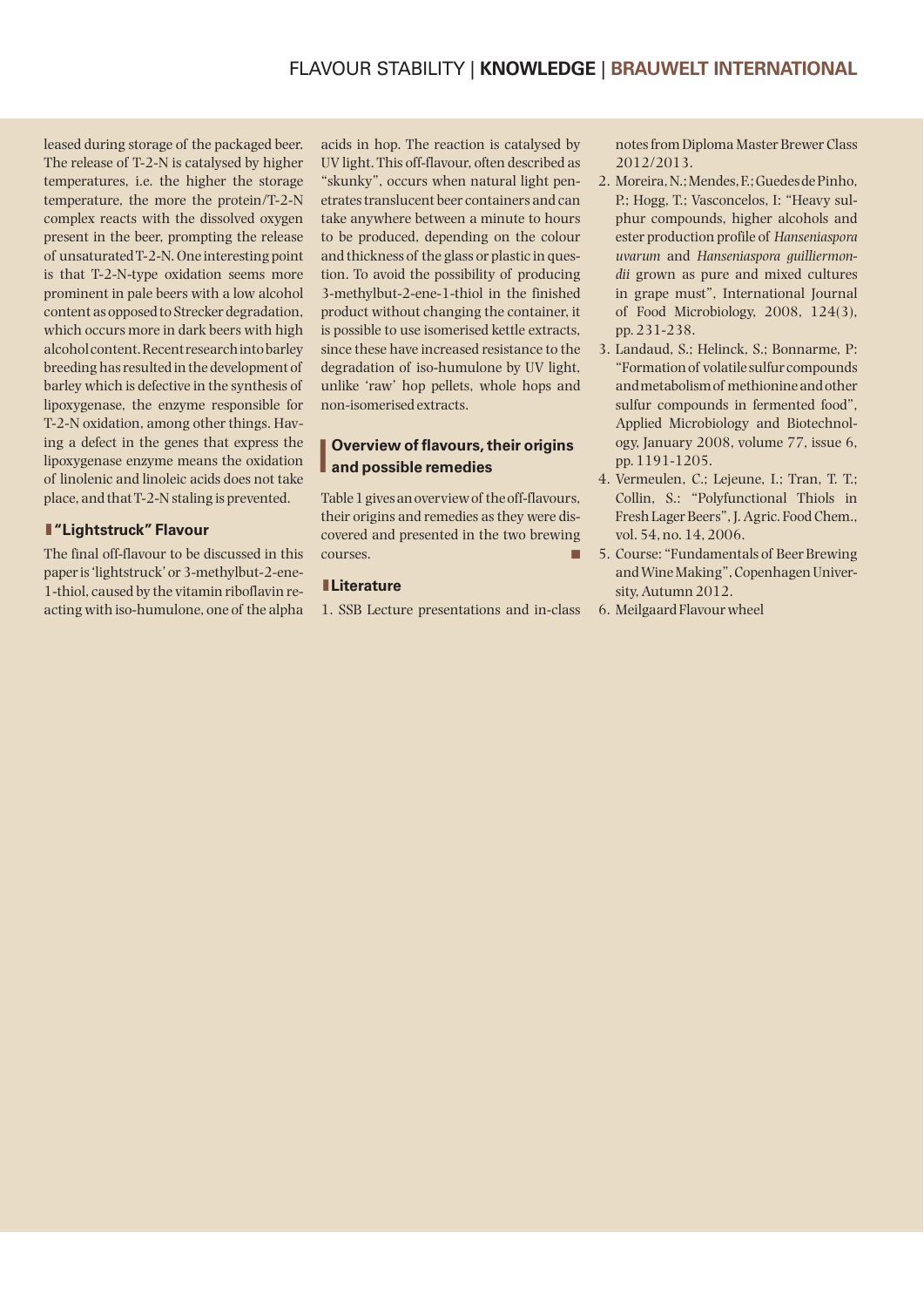leased during storage of the packaged beer. The release of T-2-N is catalysed by higher temperatures, i.e. the higher the storage temperature, the more the protein/T-2-N complex reacts with the dissolved oxygen present in the beer, prompting the release of unsaturated T-2-N. One interesting point is that T-2-N-type oxidation seems more prominent in pale beers with a low alcohol content as opposed to Strecker degradation, which occurs more in dark beers with high alcohol content. Recent research into barley breeding has resulted in the development of barley which is defective in the synthesis of lipoxygenase, the enzyme responsible for T-2-N oxidation, among other things. Having a defect in the genes that express the lipoxygenase enzyme means the oxidation of linolenic and linoleic acids does not take place, and that T-2-N staling is prevented.

## "Lightstruck" Flavour

The final off-flavour to be discussed in this paper is 'lightstruck' or 3-methylbut-2-ene-1-thiol, caused by the vitamin riboflavin reacting with iso-humulone, one of the alpha acids in hop. The reaction is catalysed by UV light. This off-flavour, often described as "skunky", occurs when natural light penetrates translucent beer containers and can take anywhere between a minute to hours to be produced, depending on the colour and thickness of the glass or plastic in question. To avoid the possibility of producing 3-methylbut-2-ene-1-thiol in the finished product without changing the container, it is possible to use isomerised kettle extracts, since these have increased resistance to the degradation of iso-humulone by UV light, unlike 'raw' hop pellets, whole hops and non-isomerised extracts.

## Overview of flavours, their origins and possible remedies

Table 1 gives an overview of the off-flavours, their origins and remedies as they were discovered and presented in the two brewing courses. ■

## Literature

1. SSB Lecture presentations and in-class notes from Diploma Master Brewer Class 2012/2013.
2. Moreira, N.; Mendes, F.; Guedes de Pinho, P.; Hogg, T.; Vasconcelos, I: "Heavy sulphur compounds, higher alcohols and ester production profile of *Hanseniaspora uvarum* and *Hanseniaspora guilliermondii* grown as pure and mixed cultures in grape must", International Journal of Food Microbiology, 2008, 124(3), pp. 231-238.
3. Landaud, S.; Helinck, S.; Bonnarme, P: "Formation of volatile sulfur compounds and metabolism of methionine and other sulfur compounds in fermented food", Applied Microbiology and Biotechnology, January 2008, volume 77, issue 6, pp. 1191-1205.
4. Vermeulen, C.; Lejeune, I.; Tran, T. T.; Collin, S.: "Polyfunctional Thiols in Fresh Lager Beers", J. Agric. Food Chem., vol. 54, no. 14, 2006.
5. Course: "Fundamentals of Beer Brewing and Wine Making", Copenhagen University, Autumn 2012.
6. Meilgaard Flavour wheel